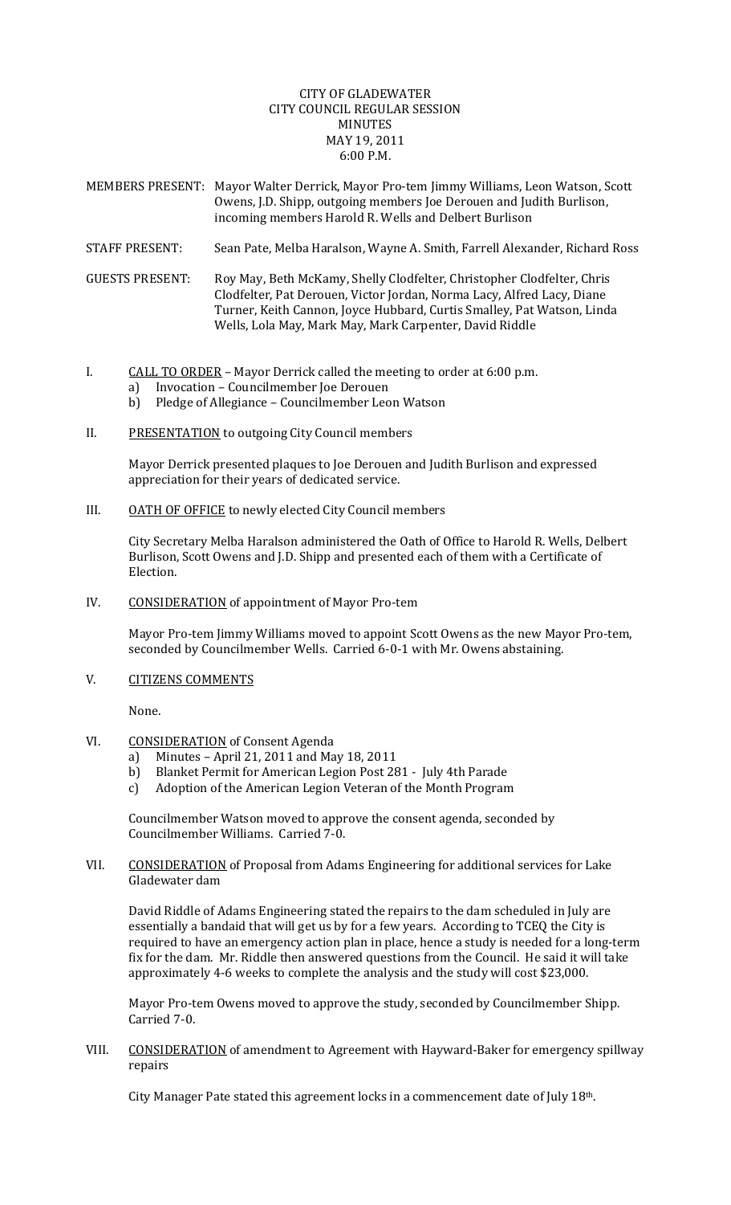CITY OF GLADEWATER
CITY COUNCIL REGULAR SESSION
MINUTES
MAY 19, 2011
6:00 P.M.

MEMBERS PRESENT: Mayor Walter Derrick, Mayor Pro-tem Jimmy Williams, Leon Watson, Scott Owens, J.D. Shipp, outgoing members Joe Derouen and Judith Burlison, incoming members Harold R. Wells and Delbert Burlison

STAFF PRESENT: Sean Pate, Melba Haralson, Wayne A. Smith, Farrell Alexander, Richard Ross

GUESTS PRESENT: Roy May, Beth McKamy, Shelly Clodfelter, Christopher Clodfelter, Chris Clodfelter, Pat Derouen, Victor Jordan, Norma Lacy, Alfred Lacy, Diane Turner, Keith Cannon, Joyce Hubbard, Curtis Smalley, Pat Watson, Linda Wells, Lola May, Mark May, Mark Carpenter, David Riddle

I. CALL TO ORDER – Mayor Derrick called the meeting to order at 6:00 p.m.
   a) Invocation – Councilmember Joe Derouen
   b) Pledge of Allegiance – Councilmember Leon Watson

II. PRESENTATION to outgoing City Council members

Mayor Derrick presented plaques to Joe Derouen and Judith Burlison and expressed appreciation for their years of dedicated service.

III. OATH OF OFFICE to newly elected City Council members

City Secretary Melba Haralson administered the Oath of Office to Harold R. Wells, Delbert Burlison, Scott Owens and J.D. Shipp and presented each of them with a Certificate of Election.

IV. CONSIDERATION of appointment of Mayor Pro-tem

Mayor Pro-tem Jimmy Williams moved to appoint Scott Owens as the new Mayor Pro-tem, seconded by Councilmember Wells. Carried 6-0-1 with Mr. Owens abstaining.

V. CITIZENS COMMENTS

None.

VI. CONSIDERATION of Consent Agenda
   a) Minutes – April 21, 2011 and May 18, 2011
   b) Blanket Permit for American Legion Post 281 - July 4th Parade
   c) Adoption of the American Legion Veteran of the Month Program

Councilmember Watson moved to approve the consent agenda, seconded by Councilmember Williams. Carried 7-0.

VII. CONSIDERATION of Proposal from Adams Engineering for additional services for Lake Gladewater dam

David Riddle of Adams Engineering stated the repairs to the dam scheduled in July are essentially a bandaid that will get us by for a few years. According to TCEQ the City is required to have an emergency action plan in place, hence a study is needed for a long-term fix for the dam. Mr. Riddle then answered questions from the Council. He said it will take approximately 4-6 weeks to complete the analysis and the study will cost $23,000.

Mayor Pro-tem Owens moved to approve the study, seconded by Councilmember Shipp. Carried 7-0.

VIII. CONSIDERATION of amendment to Agreement with Hayward-Baker for emergency spillway repairs

City Manager Pate stated this agreement locks in a commencement date of July 18th.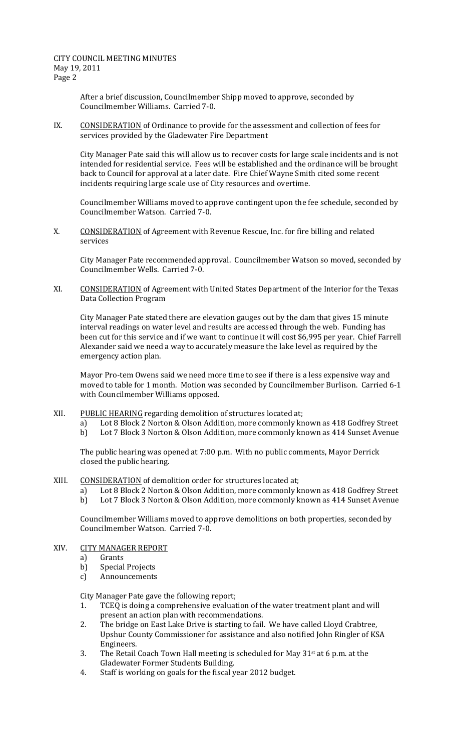After a brief discussion, Councilmember Shipp moved to approve, seconded by Councilmember Williams. Carried 7-0.

IX. CONSIDERATION of Ordinance to provide for the assessment and collection of fees for services provided by the Gladewater Fire Department

City Manager Pate said this will allow us to recover costs for large scale incidents and is not intended for residential service. Fees will be established and the ordinance will be brought back to Council for approval at a later date. Fire Chief Wayne Smith cited some recent incidents requiring large scale use of City resources and overtime.

Councilmember Williams moved to approve contingent upon the fee schedule, seconded by Councilmember Watson. Carried 7-0.

X. CONSIDERATION of Agreement with Revenue Rescue, Inc. for fire billing and related services

City Manager Pate recommended approval. Councilmember Watson so moved, seconded by Councilmember Wells. Carried 7-0.

XI. CONSIDERATION of Agreement with United States Department of the Interior for the Texas Data Collection Program

City Manager Pate stated there are elevation gauges out by the dam that gives 15 minute interval readings on water level and results are accessed through the web. Funding has been cut for this service and if we want to continue it will cost $6,995 per year. Chief Farrell Alexander said we need a way to accurately measure the lake level as required by the emergency action plan.

Mayor Pro-tem Owens said we need more time to see if there is a less expensive way and moved to table for 1 month. Motion was seconded by Councilmember Burlison. Carried 6-1 with Councilmember Williams opposed.

XII. PUBLIC HEARING regarding demolition of structures located at;

a) Lot 8 Block 2 Norton & Olson Addition, more commonly known as 418 Godfrey Street
b) Lot 7 Block 3 Norton & Olson Addition, more commonly known as 414 Sunset Avenue

The public hearing was opened at 7:00 p.m. With no public comments, Mayor Derrick closed the public hearing.

XIII. CONSIDERATION of demolition order for structures located at;

a) Lot 8 Block 2 Norton & Olson Addition, more commonly known as 418 Godfrey Street
b) Lot 7 Block 3 Norton & Olson Addition, more commonly known as 414 Sunset Avenue

Councilmember Williams moved to approve demolitions on both properties, seconded by Councilmember Watson. Carried 7-0.

XIV. CITY MANAGER REPORT

a) Grants
b) Special Projects
c) Announcements

City Manager Pate gave the following report;

1. TCEQ is doing a comprehensive evaluation of the water treatment plant and will present an action plan with recommendations.
2. The bridge on East Lake Drive is starting to fail. We have called Lloyd Crabtree, Upshur County Commissioner for assistance and also notified John Ringler of KSA Engineers.
3. The Retail Coach Town Hall meeting is scheduled for May 31st at 6 p.m. at the Gladewater Former Students Building.
4. Staff is working on goals for the fiscal year 2012 budget.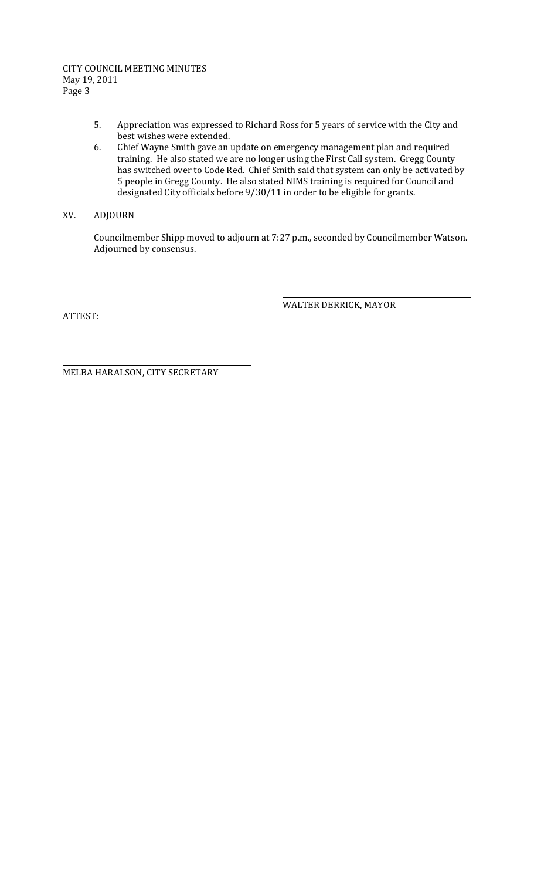5. Appreciation was expressed to Richard Ross for 5 years of service with the City and best wishes were extended.
6. Chief Wayne Smith gave an update on emergency management plan and required training. He also stated we are no longer using the First Call system. Gregg County has switched over to Code Red. Chief Smith said that system can only be activated by 5 people in Gregg County. He also stated NIMS training is required for Council and designated City officials before 9/30/11 in order to be eligible for grants.

## XV. ADJOURN

Councilmember Shipp moved to adjourn at 7:27 p.m., seconded by Councilmember Watson. Adjourned by consensus.

\_\_\_\_\_\_\_\_\_\_\_\_\_\_\_\_\_\_\_\_\_\_\_\_\_\_\_\_\_\_\_\_\_\_\_\_

WALTER DERRICK, MAYOR

ATTEST:

\_\_\_\_\_\_\_\_\_\_\_\_\_\_\_\_\_\_\_\_\_\_\_\_\_\_\_\_\_\_\_\_\_\_\_\_

MELBA HARALSON, CITY SECRETARY